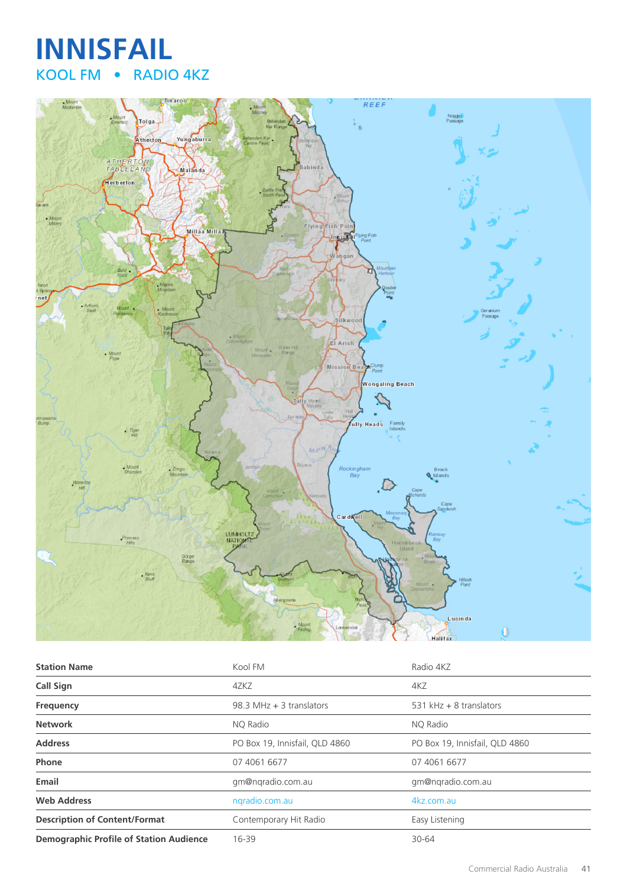# INNISFAIL

## KOOL FM • RADIO 4KZ

| Station Name | Kool FM | Radio 4KZ |
|---|---|---|
| Call Sign | 4ZKZ | 4KZ |
| Frequency | 98.3 MHz + 3 translators | 531 kHz + 8 translators |
| Network | NQ Radio | NQ Radio |
| Address | PO Box 19, Innisfail, QLD 4860 | PO Box 19, Innisfail, QLD 4860 |
| Phone | 07 4061 6677 | 07 4061 6677 |
| Email | gm@nqradio.com.au | gm@nqradio.com.au |
| Web Address | nqradio.com.au | 4kz.com.au |
| Description of Content/Format | Contemporary Hit Radio | Easy Listening |
| Demographic Profile of Station Audience | 16-39 | 30-64 |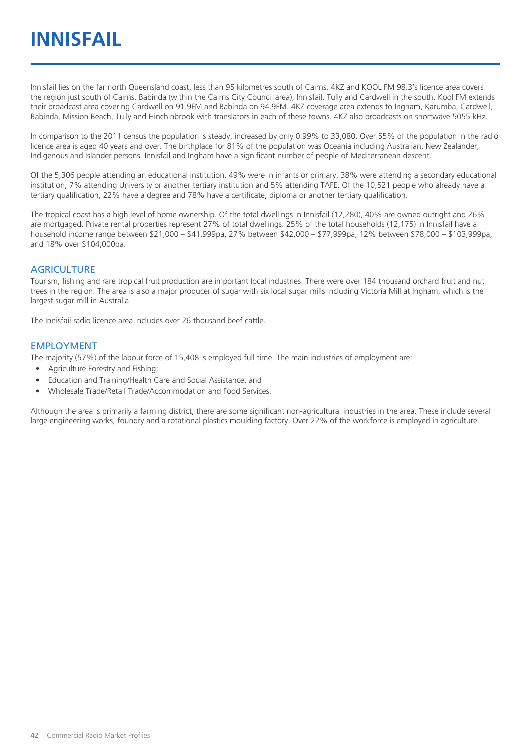# INNISFAIL

Innisfail lies on the far north Queensland coast, less than 95 kilometres south of Cairns. 4KZ and KOOL FM 98.3's licence area covers the region just south of Cairns, Babinda (within the Cairns City Council area), Innisfail, Tully and Cardwell in the south. Kool FM extends their broadcast area covering Cardwell on 91.9FM and Babinda on 94.9FM. 4KZ coverage area extends to Ingham, Karumba, Cardwell, Babinda, Mission Beach, Tully and Hinchinbrook with translators in each of these towns. 4KZ also broadcasts on shortwave 5055 kHz.

In comparison to the 2011 census the population is steady, increased by only 0.99% to 33,080. Over 55% of the population in the radio licence area is aged 40 years and over. The birthplace for 81% of the population was Oceania including Australian, New Zealander, Indigenous and Islander persons. Innisfail and Ingham have a significant number of people of Mediterranean descent.

Of the 5,306 people attending an educational institution, 49% were in infants or primary, 38% were attending a secondary educational institution, 7% attending University or another tertiary institution and 5% attending TAFE. Of the 10,521 people who already have a tertiary qualification, 22% have a degree and 78% have a certificate, diploma or another tertiary qualification.

The tropical coast has a high level of home ownership. Of the total dwellings in Innisfail (12,280), 40% are owned outright and 26% are mortgaged. Private rental properties represent 27% of total dwellings. 25% of the total households (12,175) in Innisfail have a household income range between $21,000 – $41,999pa, 27% between $42,000 – $77,999pa, 12% between $78,000 – $103,999pa, and 18% over $104,000pa.

## AGRICULTURE

Tourism, fishing and rare tropical fruit production are important local industries. There were over 184 thousand orchard fruit and nut trees in the region. The area is also a major producer of sugar with six local sugar mills including Victoria Mill at Ingham, which is the largest sugar mill in Australia.

The Innisfail radio licence area includes over 26 thousand beef cattle.

## EMPLOYMENT

The majority (57%) of the labour force of 15,408 is employed full time. The main industries of employment are:

- Agriculture Forestry and Fishing;
- Education and Training/Health Care and Social Assistance; and
- Wholesale Trade/Retail Trade/Accommodation and Food Services.

Although the area is primarily a farming district, there are some significant non-agricultural industries in the area. These include several large engineering works, foundry and a rotational plastics moulding factory. Over 22% of the workforce is employed in agriculture.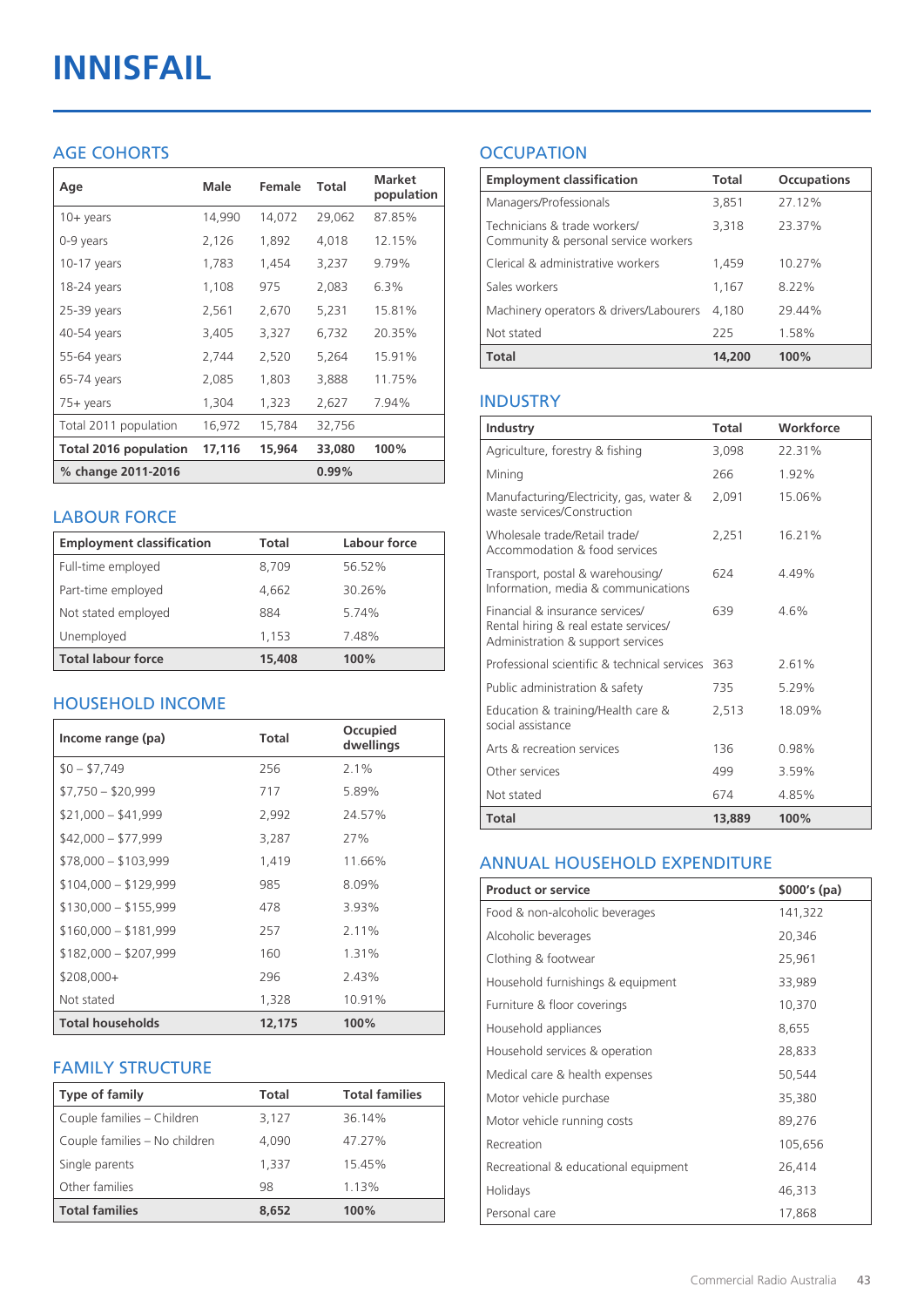# INNISFAIL

## AGE COHORTS

| Age | Male | Female | Total | Market population |
|---|---|---|---|---|
| 10+ years | 14,990 | 14,072 | 29,062 | 87.85% |
| 0-9 years | 2,126 | 1,892 | 4,018 | 12.15% |
| 10-17 years | 1,783 | 1,454 | 3,237 | 9.79% |
| 18-24 years | 1,108 | 975 | 2,083 | 6.3% |
| 25-39 years | 2,561 | 2,670 | 5,231 | 15.81% |
| 40-54 years | 3,405 | 3,327 | 6,732 | 20.35% |
| 55-64 years | 2,744 | 2,520 | 5,264 | 15.91% |
| 65-74 years | 2,085 | 1,803 | 3,888 | 11.75% |
| 75+ years | 1,304 | 1,323 | 2,627 | 7.94% |
| Total 2011 population | 16,972 | 15,784 | 32,756 | |
| **Total 2016 population** | **17,116** | **15,964** | **33,080** | **100%** |
| **% change 2011-2016** | | | **0.99%** | |

## LABOUR FORCE

| Employment classification | Total | Labour force |
|---|---|---|
| Full-time employed | 8,709 | 56.52% |
| Part-time employed | 4,662 | 30.26% |
| Not stated employed | 884 | 5.74% |
| Unemployed | 1,153 | 7.48% |
| **Total labour force** | **15,408** | **100%** |

## HOUSEHOLD INCOME

| Income range (pa) | Total | Occupied dwellings |
|---|---|---|
| $0 – $7,749 | 256 | 2.1% |
| $7,750 – $20,999 | 717 | 5.89% |
| $21,000 – $41,999 | 2,992 | 24.57% |
| $42,000 – $77,999 | 3,287 | 27% |
| $78,000 – $103,999 | 1,419 | 11.66% |
| $104,000 – $129,999 | 985 | 8.09% |
| $130,000 – $155,999 | 478 | 3.93% |
| $160,000 – $181,999 | 257 | 2.11% |
| $182,000 – $207,999 | 160 | 1.31% |
| $208,000+ | 296 | 2.43% |
| Not stated | 1,328 | 10.91% |
| **Total households** | **12,175** | **100%** |

## FAMILY STRUCTURE

| Type of family | Total | Total families |
|---|---|---|
| Couple families – Children | 3,127 | 36.14% |
| Couple families – No children | 4,090 | 47.27% |
| Single parents | 1,337 | 15.45% |
| Other families | 98 | 1.13% |
| **Total families** | **8,652** | **100%** |

## OCCUPATION

| Employment classification | Total | Occupations |
|---|---|---|
| Managers/Professionals | 3,851 | 27.12% |
| Technicians & trade workers/ Community & personal service workers | 3,318 | 23.37% |
| Clerical & administrative workers | 1,459 | 10.27% |
| Sales workers | 1,167 | 8.22% |
| Machinery operators & drivers/Labourers | 4,180 | 29.44% |
| Not stated | 225 | 1.58% |
| **Total** | **14,200** | **100%** |

## INDUSTRY

| Industry | Total | Workforce |
|---|---|---|
| Agriculture, forestry & fishing | 3,098 | 22.31% |
| Mining | 266 | 1.92% |
| Manufacturing/Electricity, gas, water & waste services/Construction | 2,091 | 15.06% |
| Wholesale trade/Retail trade/ Accommodation & food services | 2,251 | 16.21% |
| Transport, postal & warehousing/ Information, media & communications | 624 | 4.49% |
| Financial & insurance services/ Rental hiring & real estate services/ Administration & support services | 639 | 4.6% |
| Professional scientific & technical services | 363 | 2.61% |
| Public administration & safety | 735 | 5.29% |
| Education & training/Health care & social assistance | 2,513 | 18.09% |
| Arts & recreation services | 136 | 0.98% |
| Other services | 499 | 3.59% |
| Not stated | 674 | 4.85% |
| **Total** | **13,889** | **100%** |

## ANNUAL HOUSEHOLD EXPENDITURE

| Product or service | $000's (pa) |
|---|---|
| Food & non-alcoholic beverages | 141,322 |
| Alcoholic beverages | 20,346 |
| Clothing & footwear | 25,961 |
| Household furnishings & equipment | 33,989 |
| Furniture & floor coverings | 10,370 |
| Household appliances | 8,655 |
| Household services & operation | 28,833 |
| Medical care & health expenses | 50,544 |
| Motor vehicle purchase | 35,380 |
| Motor vehicle running costs | 89,276 |
| Recreation | 105,656 |
| Recreational & educational equipment | 26,414 |
| Holidays | 46,313 |
| Personal care | 17,868 |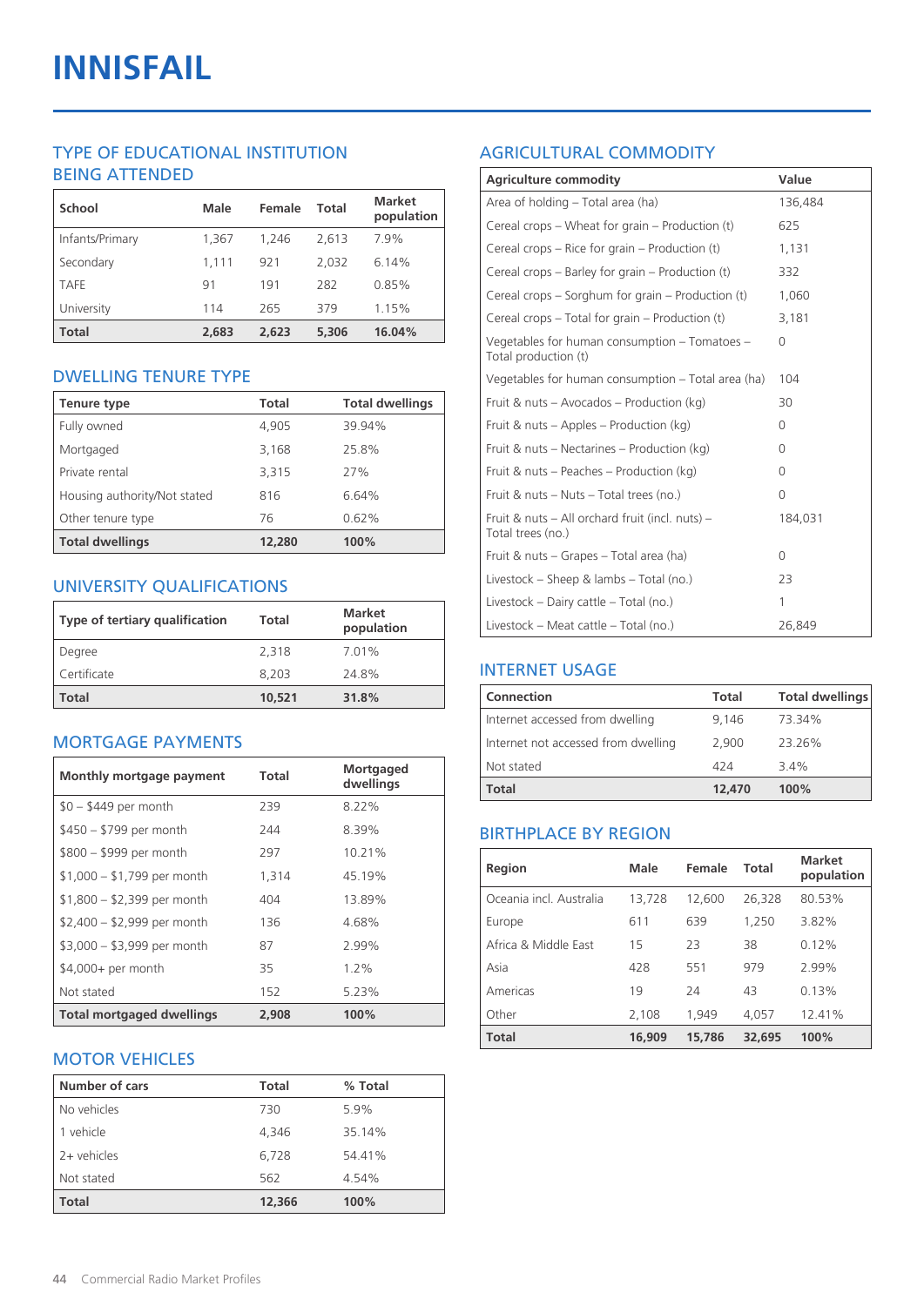# INNISFAIL

## TYPE OF EDUCATIONAL INSTITUTION BEING ATTENDED

| School | Male | Female | Total | Market population |
|---|---|---|---|---|
| Infants/Primary | 1,367 | 1,246 | 2,613 | 7.9% |
| Secondary | 1,111 | 921 | 2,032 | 6.14% |
| TAFE | 91 | 191 | 282 | 0.85% |
| University | 114 | 265 | 379 | 1.15% |
| **Total** | **2,683** | **2,623** | **5,306** | **16.04%** |

## DWELLING TENURE TYPE

| Tenure type | Total | Total dwellings |
|---|---|---|
| Fully owned | 4,905 | 39.94% |
| Mortgaged | 3,168 | 25.8% |
| Private rental | 3,315 | 27% |
| Housing authority/Not stated | 816 | 6.64% |
| Other tenure type | 76 | 0.62% |
| **Total dwellings** | **12,280** | **100%** |

## UNIVERSITY QUALIFICATIONS

| Type of tertiary qualification | Total | Market population |
|---|---|---|
| Degree | 2,318 | 7.01% |
| Certificate | 8,203 | 24.8% |
| **Total** | **10,521** | **31.8%** |

## MORTGAGE PAYMENTS

| Monthly mortgage payment | Total | Mortgaged dwellings |
|---|---|---|
| $0 – $449 per month | 239 | 8.22% |
| $450 – $799 per month | 244 | 8.39% |
| $800 – $999 per month | 297 | 10.21% |
| $1,000 – $1,799 per month | 1,314 | 45.19% |
| $1,800 – $2,399 per month | 404 | 13.89% |
| $2,400 – $2,999 per month | 136 | 4.68% |
| $3,000 – $3,999 per month | 87 | 2.99% |
| $4,000+ per month | 35 | 1.2% |
| Not stated | 152 | 5.23% |
| **Total mortgaged dwellings** | **2,908** | **100%** |

## MOTOR VEHICLES

| Number of cars | Total | % Total |
|---|---|---|
| No vehicles | 730 | 5.9% |
| 1 vehicle | 4,346 | 35.14% |
| 2+ vehicles | 6,728 | 54.41% |
| Not stated | 562 | 4.54% |
| **Total** | **12,366** | **100%** |

## AGRICULTURAL COMMODITY

| Agriculture commodity | Value |
|---|---|
| Area of holding – Total area (ha) | 136,484 |
| Cereal crops – Wheat for grain – Production (t) | 625 |
| Cereal crops – Rice for grain – Production (t) | 1,131 |
| Cereal crops – Barley for grain – Production (t) | 332 |
| Cereal crops – Sorghum for grain – Production (t) | 1,060 |
| Cereal crops – Total for grain – Production (t) | 3,181 |
| Vegetables for human consumption – Tomatoes – Total production (t) | 0 |
| Vegetables for human consumption – Total area (ha) | 104 |
| Fruit & nuts – Avocados – Production (kg) | 30 |
| Fruit & nuts – Apples – Production (kg) | 0 |
| Fruit & nuts – Nectarines – Production (kg) | 0 |
| Fruit & nuts – Peaches – Production (kg) | 0 |
| Fruit & nuts – Nuts – Total trees (no.) | 0 |
| Fruit & nuts – All orchard fruit (incl. nuts) – Total trees (no.) | 184,031 |
| Fruit & nuts – Grapes – Total area (ha) | 0 |
| Livestock – Sheep & lambs – Total (no.) | 23 |
| Livestock – Dairy cattle – Total (no.) | 1 |
| Livestock – Meat cattle – Total (no.) | 26,849 |

## INTERNET USAGE

| Connection | Total | Total dwellings |
|---|---|---|
| Internet accessed from dwelling | 9,146 | 73.34% |
| Internet not accessed from dwelling | 2,900 | 23.26% |
| Not stated | 424 | 3.4% |
| **Total** | **12,470** | **100%** |

## BIRTHPLACE BY REGION

| Region | Male | Female | Total | Market population |
|---|---|---|---|---|
| Oceania incl. Australia | 13,728 | 12,600 | 26,328 | 80.53% |
| Europe | 611 | 639 | 1,250 | 3.82% |
| Africa & Middle East | 15 | 23 | 38 | 0.12% |
| Asia | 428 | 551 | 979 | 2.99% |
| Americas | 19 | 24 | 43 | 0.13% |
| Other | 2,108 | 1,949 | 4,057 | 12.41% |
| **Total** | **16,909** | **15,786** | **32,695** | **100%** |